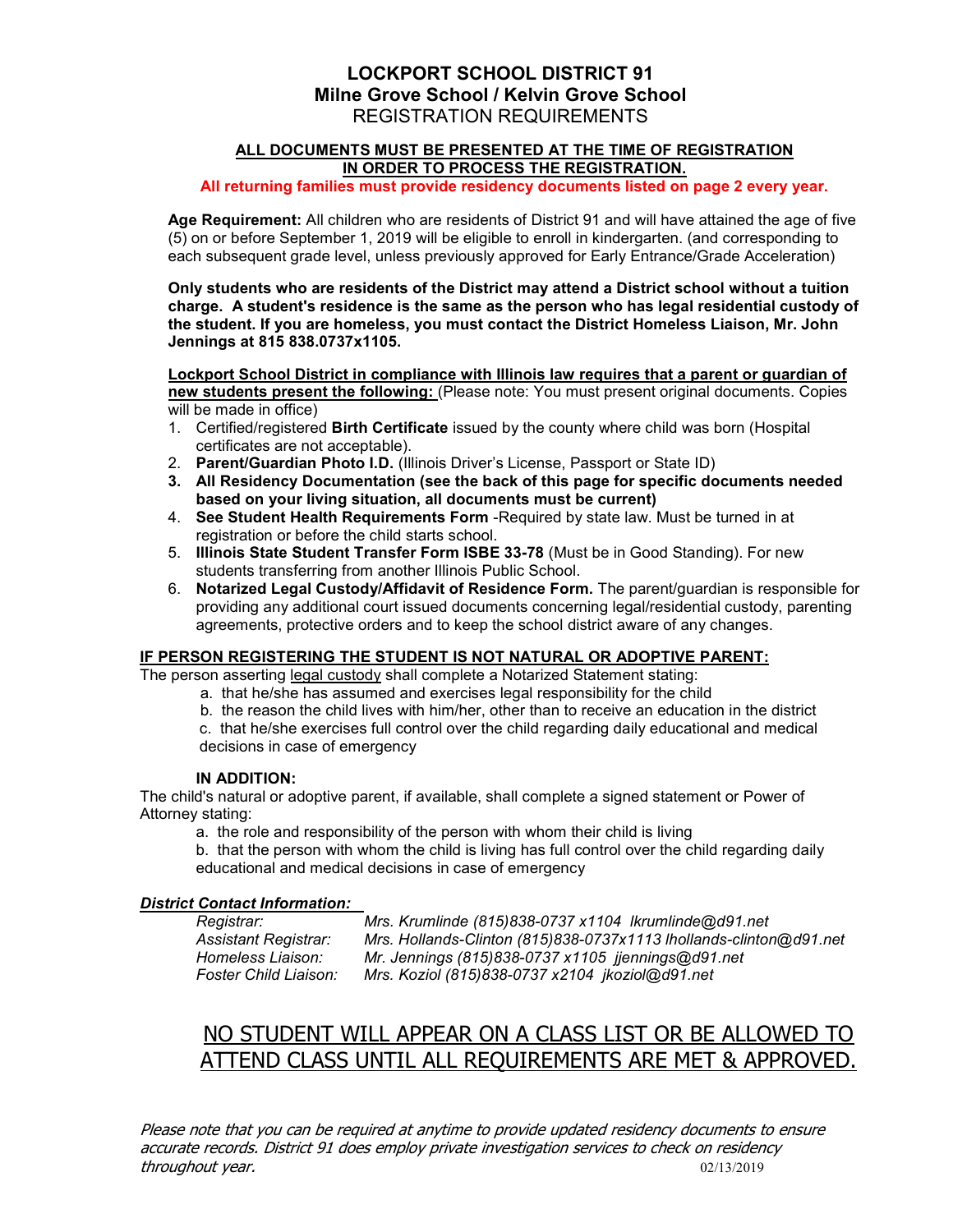# LOCKPORT SCHOOL DISTRICT 91
## Milne Grove School / Kelvin Grove School
REGISTRATION REQUIREMENTS

**ALL DOCUMENTS MUST BE PRESENTED AT THE TIME OF REGISTRATION IN ORDER TO PROCESS THE REGISTRATION.**

**All returning families must provide residency documents listed on page 2 every year.**

**Age Requirement:** All children who are residents of District 91 and will have attained the age of five (5) on or before September 1, 2019 will be eligible to enroll in kindergarten. (and corresponding to each subsequent grade level, unless previously approved for Early Entrance/Grade Acceleration)

**Only students who are residents of the District may attend a District school without a tuition charge. A student's residence is the same as the person who has legal residential custody of the student. If you are homeless, you must contact the District Homeless Liaison, Mr. John Jennings at 815 838.0737x1105.**

**Lockport School District in compliance with Illinois law requires that a parent or guardian of new students present the following:** (Please note: You must present original documents. Copies will be made in office)

1. Certified/registered **Birth Certificate** issued by the county where child was born (Hospital certificates are not acceptable).
2. **Parent/Guardian Photo I.D.** (Illinois Driver's License, Passport or State ID)
3. **All Residency Documentation (see the back of this page for specific documents needed based on your living situation, all documents must be current)**
4. **See Student Health Requirements Form** -Required by state law. Must be turned in at registration or before the child starts school.
5. **Illinois State Student Transfer Form ISBE 33-78** (Must be in Good Standing). For new students transferring from another Illinois Public School.
6. **Notarized Legal Custody/Affidavit of Residence Form.** The parent/guardian is responsible for providing any additional court issued documents concerning legal/residential custody, parenting agreements, protective orders and to keep the school district aware of any changes.

**IF PERSON REGISTERING THE STUDENT IS NOT NATURAL OR ADOPTIVE PARENT:**

The person asserting legal custody shall complete a Notarized Statement stating:

a. that he/she has assumed and exercises legal responsibility for the child
b. the reason the child lives with him/her, other than to receive an education in the district
c. that he/she exercises full control over the child regarding daily educational and medical decisions in case of emergency

**IN ADDITION:**

The child's natural or adoptive parent, if available, shall complete a signed statement or Power of Attorney stating:

a. the role and responsibility of the person with whom their child is living
b. that the person with whom the child is living has full control over the child regarding daily educational and medical decisions in case of emergency

***District Contact Information:***

| | |
|---|---|
| *Registrar:* | *Mrs. Krumlinde (815)838-0737 x1104 lkrumlinde@d91.net* |
| *Assistant Registrar:* | *Mrs. Hollands-Clinton (815)838-0737x1113 lhollands-clinton@d91.net* |
| *Homeless Liaison:* | *Mr. Jennings (815)838-0737 x1105 jjennings@d91.net* |
| *Foster Child Liaison:* | *Mrs. Koziol (815)838-0737 x2104 jkoziol@d91.net* |

NO STUDENT WILL APPEAR ON A CLASS LIST OR BE ALLOWED TO ATTEND CLASS UNTIL ALL REQUIREMENTS ARE MET & APPROVED.

*Please note that you can be required at anytime to provide updated residency documents to ensure accurate records. District 91 does employ private investigation services to check on residency throughout year.*

02/13/2019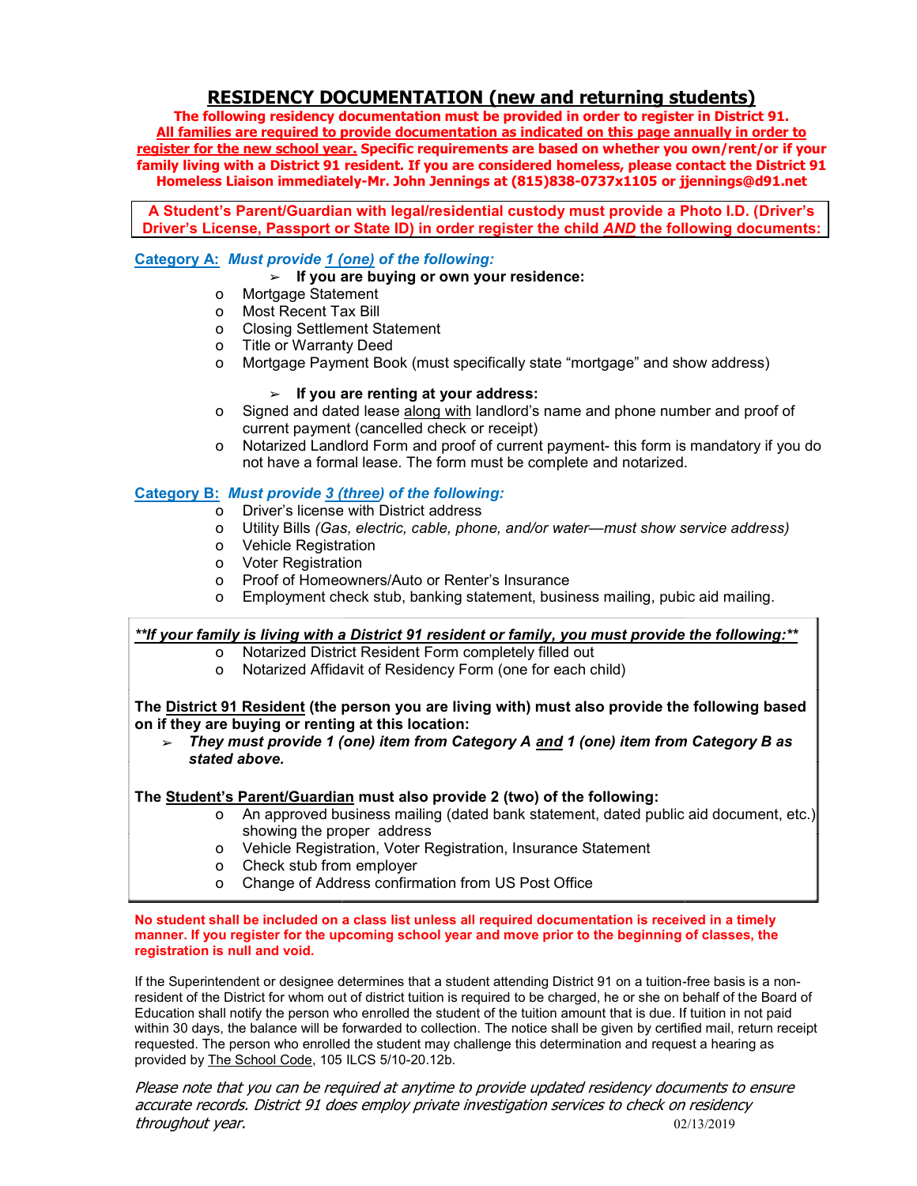# RESIDENCY DOCUMENTATION (new and returning students)

**The following residency documentation must be provided in order to register in District 91. All families are required to provide documentation as indicated on this page annually in order to register for the new school year. Specific requirements are based on whether you own/rent/or if your family living with a District 91 resident. If you are considered homeless, please contact the District 91 Homeless Liaison immediately-Mr. John Jennings at (815)838-0737x1105 or jjennings@d91.net**

**A Student's Parent/Guardian with legal/residential custody must provide a Photo I.D. (Driver's Driver's License, Passport or State ID) in order register the child *AND* the following documents:**

**Category A:** ***Must provide 1 (one) of the following:***

- **If you are buying or own your residence:**
  - Mortgage Statement
  - Most Recent Tax Bill
  - Closing Settlement Statement
  - Title or Warranty Deed
  - Mortgage Payment Book (must specifically state "mortgage" and show address)

- **If you are renting at your address:**
  - Signed and dated lease along with landlord's name and phone number and proof of current payment (cancelled check or receipt)
  - Notarized Landlord Form and proof of current payment- this form is mandatory if you do not have a formal lease. The form must be complete and notarized.

**Category B:** ***Must provide 3 (three) of the following:***

- Driver's license with District address
- Utility Bills *(Gas, electric, cable, phone, and/or water—must show service address)*
- Vehicle Registration
- Voter Registration
- Proof of Homeowners/Auto or Renter's Insurance
- Employment check stub, banking statement, business mailing, pubic aid mailing.

***\*\*If your family is living with a District 91 resident or family, you must provide the following:\*\****

- Notarized District Resident Form completely filled out
- Notarized Affidavit of Residency Form (one for each child)

**The District 91 Resident (the person you are living with) must also provide the following based on if they are buying or renting at this location:**

- ***They must provide 1 (one) item from Category A and 1 (one) item from Category B as stated above.***

**The Student's Parent/Guardian must also provide 2 (two) of the following:**

- An approved business mailing (dated bank statement, dated public aid document, etc.) showing the proper address
- Vehicle Registration, Voter Registration, Insurance Statement
- Check stub from employer
- Change of Address confirmation from US Post Office

**No student shall be included on a class list unless all required documentation is received in a timely manner. If you register for the upcoming school year and move prior to the beginning of classes, the registration is null and void.**

If the Superintendent or designee determines that a student attending District 91 on a tuition-free basis is a non-resident of the District for whom out of district tuition is required to be charged, he or she on behalf of the Board of Education shall notify the person who enrolled the student of the tuition amount that is due. If tuition in not paid within 30 days, the balance will be forwarded to collection. The notice shall be given by certified mail, return receipt requested. The person who enrolled the student may challenge this determination and request a hearing as provided by The School Code, 105 ILCS 5/10-20.12b.

*Please note that you can be required at anytime to provide updated residency documents to ensure accurate records. District 91 does employ private investigation services to check on residency throughout year.*

02/13/2019